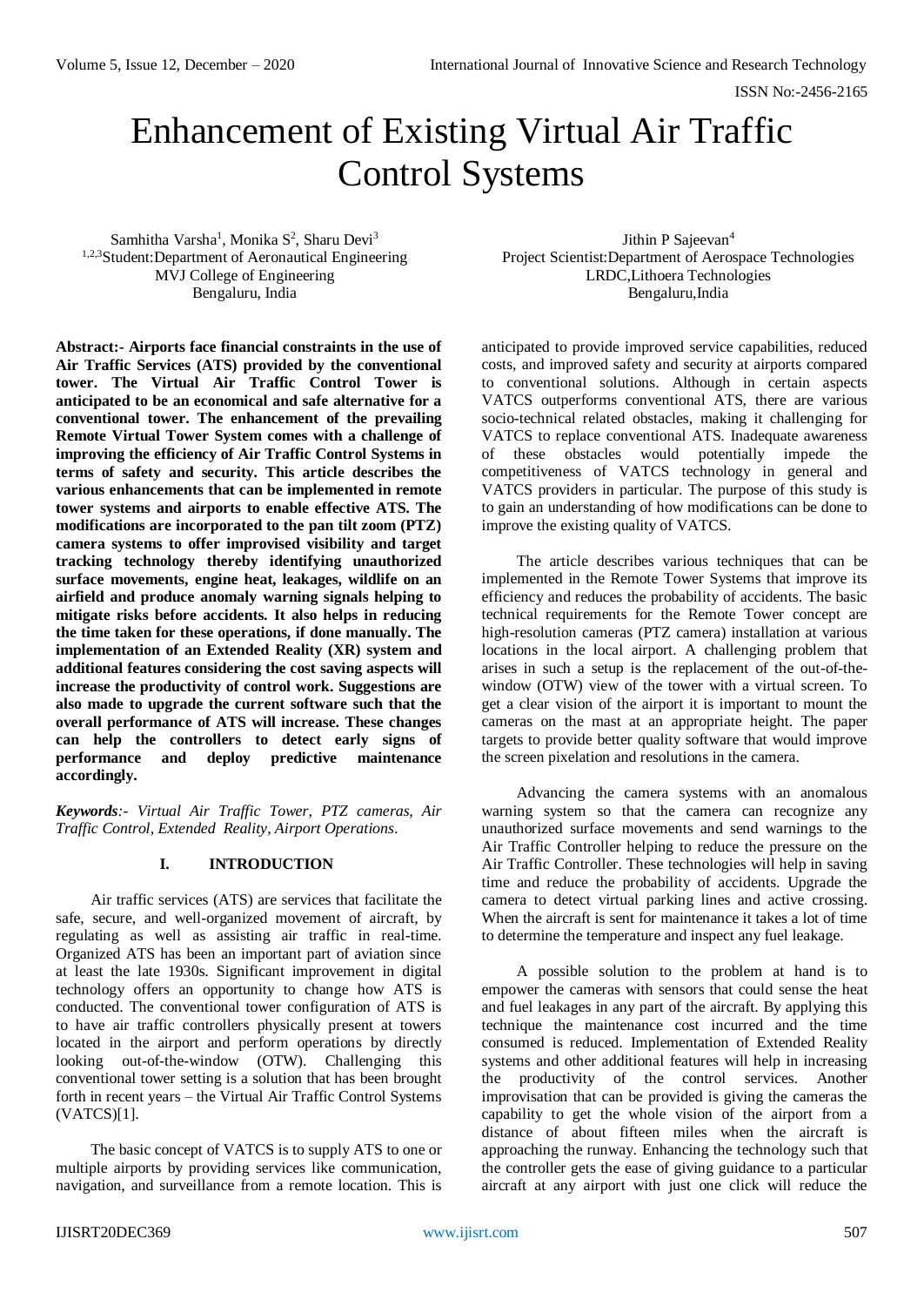# Enhancement of Existing Virtual Air Traffic Control Systems

Samhitha Varsha[1], Monika S[2], Sharu Devi[3]
[1,2,3]Student:Department of Aeronautical Engineering
MVJ College of Engineering
Bengaluru, India

Jithin P Sajeevan[4]
Project Scientist:Department of Aerospace Technologies
LRDC,Lithoera Technologies
Bengaluru,India

**Abstract:- Airports face financial constraints in the use of Air Traffic Services (ATS) provided by the conventional tower. The Virtual Air Traffic Control Tower is anticipated to be an economical and safe alternative for a conventional tower. The enhancement of the prevailing Remote Virtual Tower System comes with a challenge of improving the efficiency of Air Traffic Control Systems in terms of safety and security. This article describes the various enhancements that can be implemented in remote tower systems and airports to enable effective ATS. The modifications are incorporated to the pan tilt zoom (PTZ) camera systems to offer improvised visibility and target tracking technology thereby identifying unauthorized surface movements, engine heat, leakages, wildlife on an airfield and produce anomaly warning signals helping to mitigate risks before accidents. It also helps in reducing the time taken for these operations, if done manually. The implementation of an Extended Reality (XR) system and additional features considering the cost saving aspects will increase the productivity of control work. Suggestions are also made to upgrade the current software such that the overall performance of ATS will increase. These changes can help the controllers to detect early signs of performance and deploy predictive maintenance accordingly.**

***Keywords**:- Virtual Air Traffic Tower, PTZ cameras, Air Traffic Control, Extended Reality, Airport Operations.*

## I. INTRODUCTION

Air traffic services (ATS) are services that facilitate the safe, secure, and well-organized movement of aircraft, by regulating as well as assisting air traffic in real-time. Organized ATS has been an important part of aviation since at least the late 1930s. Significant improvement in digital technology offers an opportunity to change how ATS is conducted. The conventional tower configuration of ATS is to have air traffic controllers physically present at towers located in the airport and perform operations by directly looking out-of-the-window (OTW). Challenging this conventional tower setting is a solution that has been brought forth in recent years – the Virtual Air Traffic Control Systems (VATCS)[1].

The basic concept of VATCS is to supply ATS to one or multiple airports by providing services like communication, navigation, and surveillance from a remote location. This is anticipated to provide improved service capabilities, reduced costs, and improved safety and security at airports compared to conventional solutions. Although in certain aspects VATCS outperforms conventional ATS, there are various socio-technical related obstacles, making it challenging for VATCS to replace conventional ATS. Inadequate awareness of these obstacles would potentially impede the competitiveness of VATCS technology in general and VATCS providers in particular. The purpose of this study is to gain an understanding of how modifications can be done to improve the existing quality of VATCS.

The article describes various techniques that can be implemented in the Remote Tower Systems that improve its efficiency and reduces the probability of accidents. The basic technical requirements for the Remote Tower concept are high-resolution cameras (PTZ camera) installation at various locations in the local airport. A challenging problem that arises in such a setup is the replacement of the out-of-the-window (OTW) view of the tower with a virtual screen. To get a clear vision of the airport it is important to mount the cameras on the mast at an appropriate height. The paper targets to provide better quality software that would improve the screen pixelation and resolutions in the camera.

Advancing the camera systems with an anomalous warning system so that the camera can recognize any unauthorized surface movements and send warnings to the Air Traffic Controller helping to reduce the pressure on the Air Traffic Controller. These technologies will help in saving time and reduce the probability of accidents. Upgrade the camera to detect virtual parking lines and active crossing. When the aircraft is sent for maintenance it takes a lot of time to determine the temperature and inspect any fuel leakage.

A possible solution to the problem at hand is to empower the cameras with sensors that could sense the heat and fuel leakages in any part of the aircraft. By applying this technique the maintenance cost incurred and the time consumed is reduced. Implementation of Extended Reality systems and other additional features will help in increasing the productivity of the control services. Another improvisation that can be provided is giving the cameras the capability to get the whole vision of the airport from a distance of about fifteen miles when the aircraft is approaching the runway. Enhancing the technology such that the controller gets the ease of giving guidance to a particular aircraft at any airport with just one click will reduce the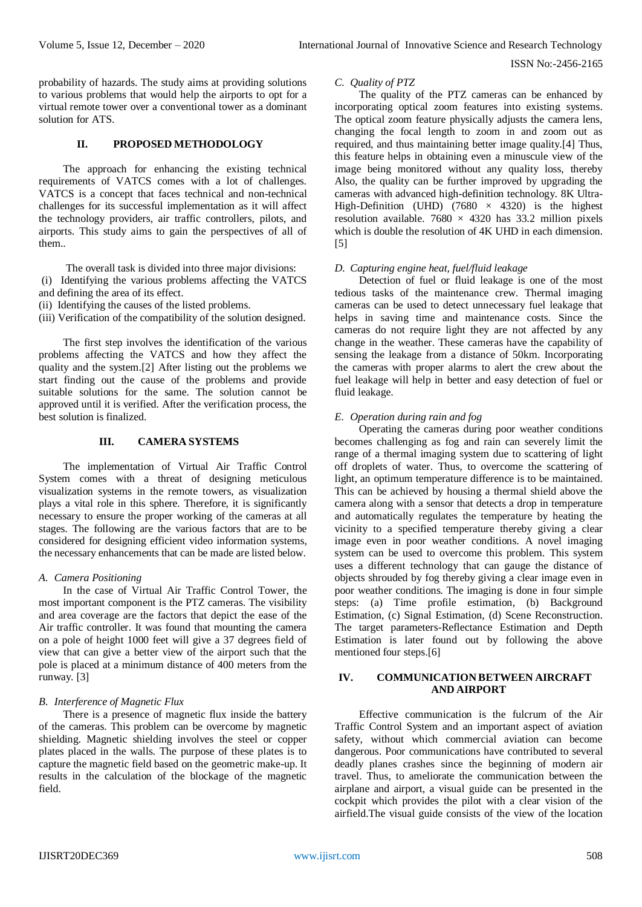probability of hazards. The study aims at providing solutions to various problems that would help the airports to opt for a virtual remote tower over a conventional tower as a dominant solution for ATS.

## II. PROPOSED METHODOLOGY

The approach for enhancing the existing technical requirements of VATCS comes with a lot of challenges. VATCS is a concept that faces technical and non-technical challenges for its successful implementation as it will affect the technology providers, air traffic controllers, pilots, and airports. This study aims to gain the perspectives of all of them..

The overall task is divided into three major divisions:
(i) Identifying the various problems affecting the VATCS and defining the area of its effect.
(ii) Identifying the causes of the listed problems.
(iii) Verification of the compatibility of the solution designed.

The first step involves the identification of the various problems affecting the VATCS and how they affect the quality and the system.[2] After listing out the problems we start finding out the cause of the problems and provide suitable solutions for the same. The solution cannot be approved until it is verified. After the verification process, the best solution is finalized.

## III. CAMERA SYSTEMS

The implementation of Virtual Air Traffic Control System comes with a threat of designing meticulous visualization systems in the remote towers, as visualization plays a vital role in this sphere. Therefore, it is significantly necessary to ensure the proper working of the cameras at all stages. The following are the various factors that are to be considered for designing efficient video information systems, the necessary enhancements that can be made are listed below.

### *A. Camera Positioning*

In the case of Virtual Air Traffic Control Tower, the most important component is the PTZ cameras. The visibility and area coverage are the factors that depict the ease of the Air traffic controller. It was found that mounting the camera on a pole of height 1000 feet will give a 37 degrees field of view that can give a better view of the airport such that the pole is placed at a minimum distance of 400 meters from the runway. [3]

### *B. Interference of Magnetic Flux*

There is a presence of magnetic flux inside the battery of the cameras. This problem can be overcome by magnetic shielding. Magnetic shielding involves the steel or copper plates placed in the walls. The purpose of these plates is to capture the magnetic field based on the geometric make-up. It results in the calculation of the blockage of the magnetic field.

### *C. Quality of PTZ*

The quality of the PTZ cameras can be enhanced by incorporating optical zoom features into existing systems. The optical zoom feature physically adjusts the camera lens, changing the focal length to zoom in and zoom out as required, and thus maintaining better image quality.[4] Thus, this feature helps in obtaining even a minuscule view of the image being monitored without any quality loss, thereby Also, the quality can be further improved by upgrading the cameras with advanced high-definition technology. 8K Ultra-High-Definition (UHD) ($7680 \times 4320$) is the highest resolution available. $7680 \times 4320$ has 33.2 million pixels which is double the resolution of 4K UHD in each dimension. [5]

### *D. Capturing engine heat, fuel/fluid leakage*

Detection of fuel or fluid leakage is one of the most tedious tasks of the maintenance crew. Thermal imaging cameras can be used to detect unnecessary fuel leakage that helps in saving time and maintenance costs. Since the cameras do not require light they are not affected by any change in the weather. These cameras have the capability of sensing the leakage from a distance of 50km. Incorporating the cameras with proper alarms to alert the crew about the fuel leakage will help in better and easy detection of fuel or fluid leakage.

### *E. Operation during rain and fog*

Operating the cameras during poor weather conditions becomes challenging as fog and rain can severely limit the range of a thermal imaging system due to scattering of light off droplets of water. Thus, to overcome the scattering of light, an optimum temperature difference is to be maintained. This can be achieved by housing a thermal shield above the camera along with a sensor that detects a drop in temperature and automatically regulates the temperature by heating the vicinity to a specified temperature thereby giving a clear image even in poor weather conditions. A novel imaging system can be used to overcome this problem. This system uses a different technology that can gauge the distance of objects shrouded by fog thereby giving a clear image even in poor weather conditions. The imaging is done in four simple steps: (a) Time profile estimation, (b) Background Estimation, (c) Signal Estimation, (d) Scene Reconstruction. The target parameters-Reflectance Estimation and Depth Estimation is later found out by following the above mentioned four steps.[6]

## IV. COMMUNICATION BETWEEN AIRCRAFT AND AIRPORT

Effective communication is the fulcrum of the Air Traffic Control System and an important aspect of aviation safety, without which commercial aviation can become dangerous. Poor communications have contributed to several deadly planes crashes since the beginning of modern air travel. Thus, to ameliorate the communication between the airplane and airport, a visual guide can be presented in the cockpit which provides the pilot with a clear vision of the airfield.The visual guide consists of the view of the location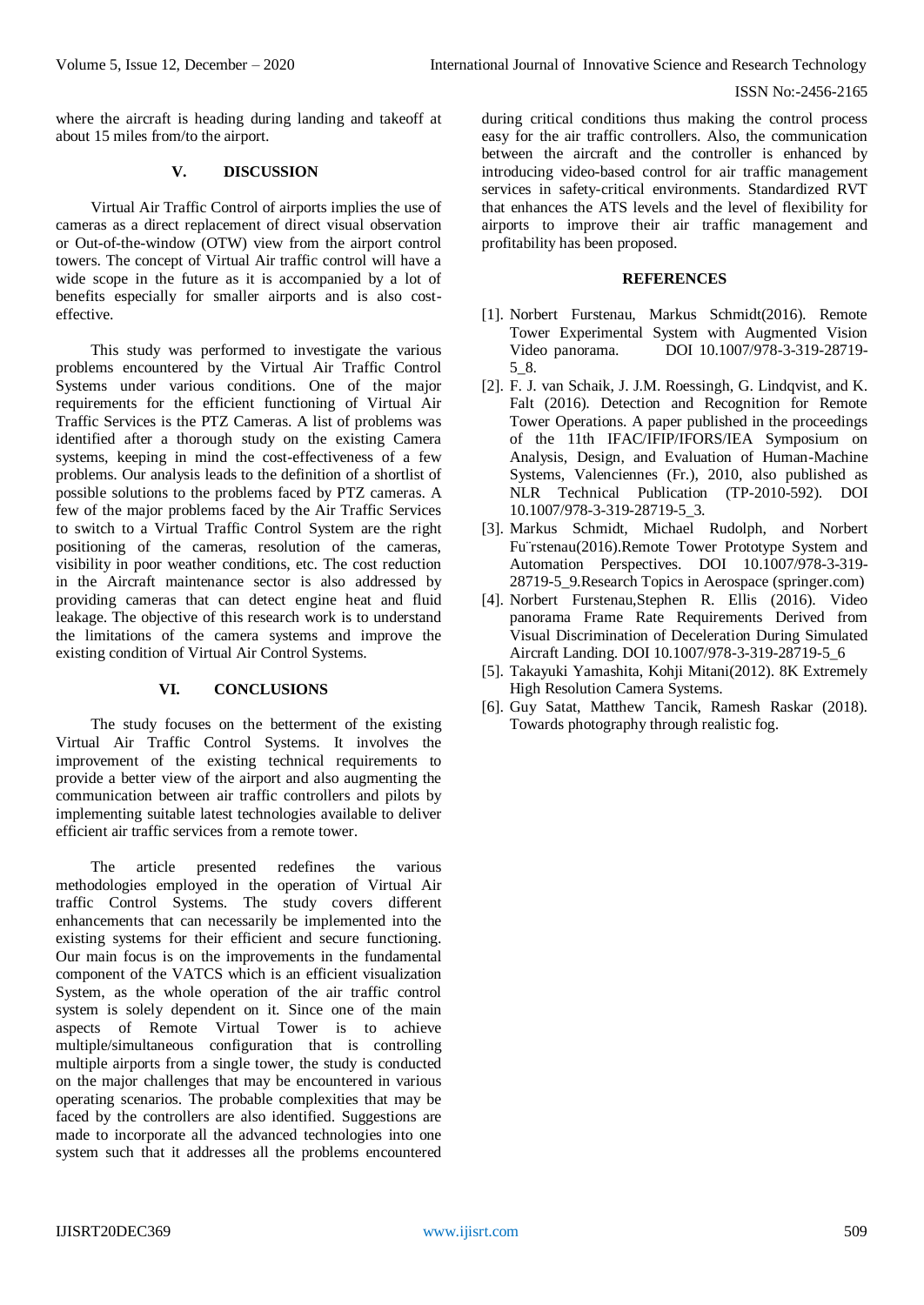where the aircraft is heading during landing and takeoff at about 15 miles from/to the airport.

## V. DISCUSSION

Virtual Air Traffic Control of airports implies the use of cameras as a direct replacement of direct visual observation or Out-of-the-window (OTW) view from the airport control towers. The concept of Virtual Air traffic control will have a wide scope in the future as it is accompanied by a lot of benefits especially for smaller airports and is also cost-effective.

This study was performed to investigate the various problems encountered by the Virtual Air Traffic Control Systems under various conditions. One of the major requirements for the efficient functioning of Virtual Air Traffic Services is the PTZ Cameras. A list of problems was identified after a thorough study on the existing Camera systems, keeping in mind the cost-effectiveness of a few problems. Our analysis leads to the definition of a shortlist of possible solutions to the problems faced by PTZ cameras. A few of the major problems faced by the Air Traffic Services to switch to a Virtual Traffic Control System are the right positioning of the cameras, resolution of the cameras, visibility in poor weather conditions, etc. The cost reduction in the Aircraft maintenance sector is also addressed by providing cameras that can detect engine heat and fluid leakage. The objective of this research work is to understand the limitations of the camera systems and improve the existing condition of Virtual Air Control Systems.

## VI. CONCLUSIONS

The study focuses on the betterment of the existing Virtual Air Traffic Control Systems. It involves the improvement of the existing technical requirements to provide a better view of the airport and also augmenting the communication between air traffic controllers and pilots by implementing suitable latest technologies available to deliver efficient air traffic services from a remote tower.

The article presented redefines the various methodologies employed in the operation of Virtual Air traffic Control Systems. The study covers different enhancements that can necessarily be implemented into the existing systems for their efficient and secure functioning. Our main focus is on the improvements in the fundamental component of the VATCS which is an efficient visualization System, as the whole operation of the air traffic control system is solely dependent on it. Since one of the main aspects of Remote Virtual Tower is to achieve multiple/simultaneous configuration that is controlling multiple airports from a single tower, the study is conducted on the major challenges that may be encountered in various operating scenarios. The probable complexities that may be faced by the controllers are also identified. Suggestions are made to incorporate all the advanced technologies into one system such that it addresses all the problems encountered during critical conditions thus making the control process easy for the air traffic controllers. Also, the communication between the aircraft and the controller is enhanced by introducing video-based control for air traffic management services in safety-critical environments. Standardized RVT that enhances the ATS levels and the level of flexibility for airports to improve their air traffic management and profitability has been proposed.

## REFERENCES

[1]. Norbert Furstenau, Markus Schmidt(2016). Remote Tower Experimental System with Augmented Vision Video panorama. DOI 10.1007/978-3-319-28719-5_8.

[2]. F. J. van Schaik, J. J.M. Roessingh, G. Lindqvist, and K. Falt (2016). Detection and Recognition for Remote Tower Operations. A paper published in the proceedings of the 11th IFAC/IFIP/IFORS/IEA Symposium on Analysis, Design, and Evaluation of Human-Machine Systems, Valenciennes (Fr.), 2010, also published as NLR Technical Publication (TP-2010-592). DOI 10.1007/978-3-319-28719-5_3.

[3]. Markus Schmidt, Michael Rudolph, and Norbert Fu¨rstenau(2016).Remote Tower Prototype System and Automation Perspectives. DOI 10.1007/978-3-319-28719-5_9.Research Topics in Aerospace (springer.com)

[4]. Norbert Furstenau,Stephen R. Ellis (2016). Video panorama Frame Rate Requirements Derived from Visual Discrimination of Deceleration During Simulated Aircraft Landing. DOI 10.1007/978-3-319-28719-5_6

[5]. Takayuki Yamashita, Kohji Mitani(2012). 8K Extremely High Resolution Camera Systems.

[6]. Guy Satat, Matthew Tancik, Ramesh Raskar (2018). Towards photography through realistic fog.